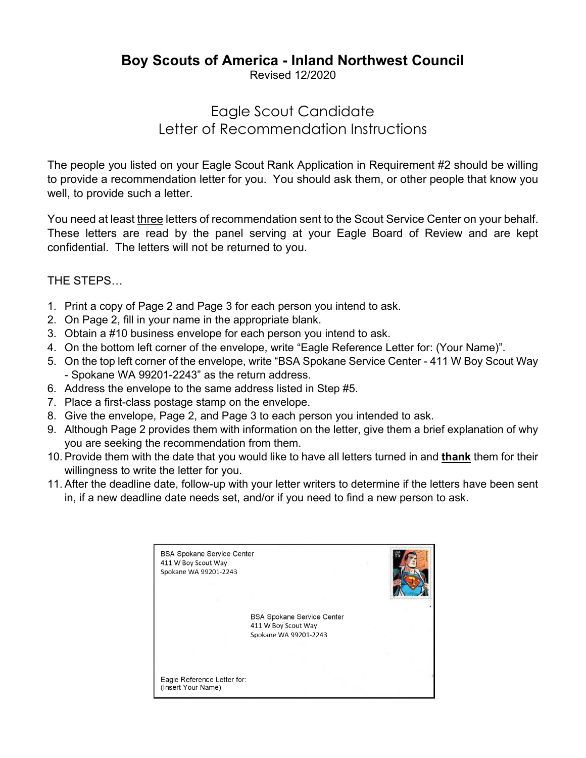# Boy Scouts of America - Inland Northwest Council

Revised 12/2020

## Eagle Scout Candidate
## Letter of Recommendation Instructions

The people you listed on your Eagle Scout Rank Application in Requirement #2 should be willing to provide a recommendation letter for you. You should ask them, or other people that know you well, to provide such a letter.

You need at least <u>three</u> letters of recommendation sent to the Scout Service Center on your behalf. These letters are read by the panel serving at your Eagle Board of Review and are kept confidential. The letters will not be returned to you.

THE STEPS…

1. Print a copy of Page 2 and Page 3 for each person you intend to ask.
2. On Page 2, fill in your name in the appropriate blank.
3. Obtain a #10 business envelope for each person you intend to ask.
4. On the bottom left corner of the envelope, write "Eagle Reference Letter for: (Your Name)".
5. On the top left corner of the envelope, write "BSA Spokane Service Center - 411 W Boy Scout Way - Spokane WA 99201-2243" as the return address.
6. Address the envelope to the same address listed in Step #5.
7. Place a first-class postage stamp on the envelope.
8. Give the envelope, Page 2, and Page 3 to each person you intended to ask.
9. Although Page 2 provides them with information on the letter, give them a brief explanation of why you are seeking the recommendation from them.
10. Provide them with the date that you would like to have all letters turned in and **<u>thank</u>** them for their willingness to write the letter for you.
11. After the deadline date, follow-up with your letter writers to determine if the letters have been sent in, if a new deadline date needs set, and/or if you need to find a new person to ask.

BSA Spokane Service Center
411 W Boy Scout Way
Spokane WA 99201-2243

BSA Spokane Service Center
411 W Boy Scout Way
Spokane WA 99201-2243

Eagle Reference Letter for:
(Insert Your Name)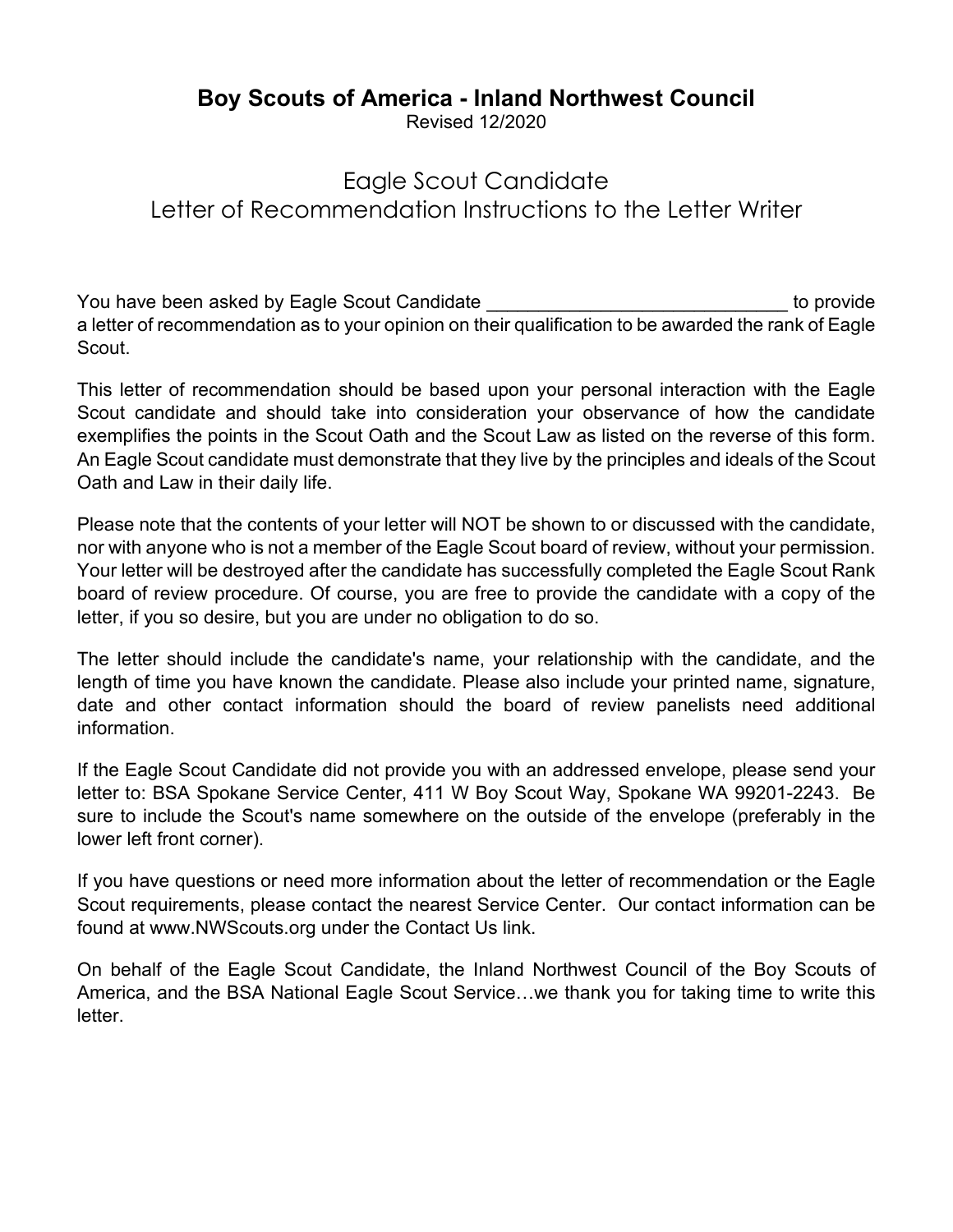# Boy Scouts of America - Inland Northwest Council

Revised 12/2020

## Eagle Scout Candidate
## Letter of Recommendation Instructions to the Letter Writer

You have been asked by Eagle Scout Candidate ______________________________ to provide a letter of recommendation as to your opinion on their qualification to be awarded the rank of Eagle Scout.

This letter of recommendation should be based upon your personal interaction with the Eagle Scout candidate and should take into consideration your observance of how the candidate exemplifies the points in the Scout Oath and the Scout Law as listed on the reverse of this form. An Eagle Scout candidate must demonstrate that they live by the principles and ideals of the Scout Oath and Law in their daily life.

Please note that the contents of your letter will NOT be shown to or discussed with the candidate, nor with anyone who is not a member of the Eagle Scout board of review, without your permission. Your letter will be destroyed after the candidate has successfully completed the Eagle Scout Rank board of review procedure. Of course, you are free to provide the candidate with a copy of the letter, if you so desire, but you are under no obligation to do so.

The letter should include the candidate's name, your relationship with the candidate, and the length of time you have known the candidate. Please also include your printed name, signature, date and other contact information should the board of review panelists need additional information.

If the Eagle Scout Candidate did not provide you with an addressed envelope, please send your letter to: BSA Spokane Service Center, 411 W Boy Scout Way, Spokane WA 99201-2243. Be sure to include the Scout's name somewhere on the outside of the envelope (preferably in the lower left front corner).

If you have questions or need more information about the letter of recommendation or the Eagle Scout requirements, please contact the nearest Service Center. Our contact information can be found at www.NWScouts.org under the Contact Us link.

On behalf of the Eagle Scout Candidate, the Inland Northwest Council of the Boy Scouts of America, and the BSA National Eagle Scout Service…we thank you for taking time to write this letter.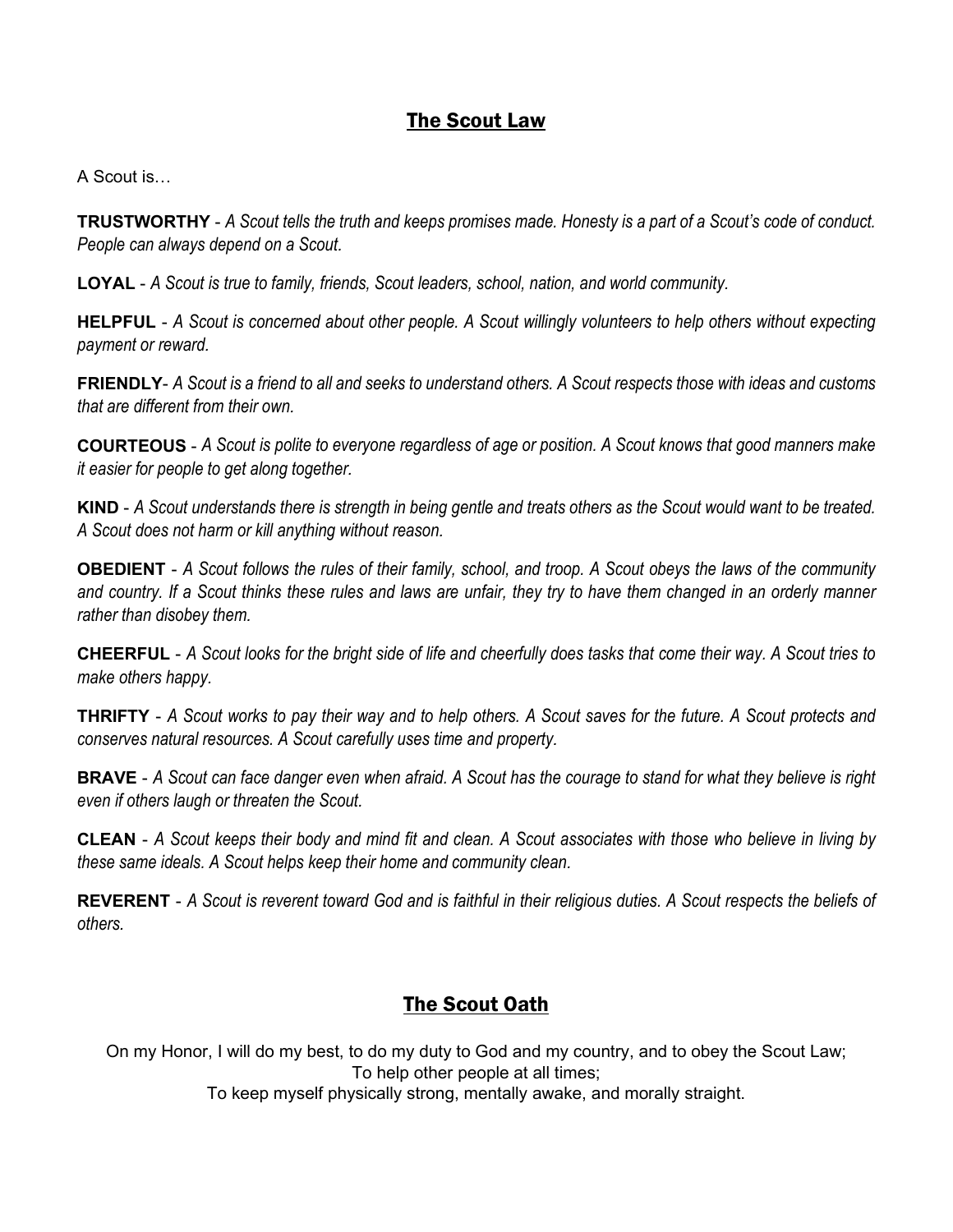## The Scout Law

A Scout is…

**TRUSTWORTHY** - *A Scout tells the truth and keeps promises made. Honesty is a part of a Scout's code of conduct. People can always depend on a Scout.*

**LOYAL** - *A Scout is true to family, friends, Scout leaders, school, nation, and world community.*

**HELPFUL** - *A Scout is concerned about other people. A Scout willingly volunteers to help others without expecting payment or reward.*

**FRIENDLY**- *A Scout is a friend to all and seeks to understand others. A Scout respects those with ideas and customs that are different from their own.*

**COURTEOUS** - *A Scout is polite to everyone regardless of age or position. A Scout knows that good manners make it easier for people to get along together.*

**KIND** - *A Scout understands there is strength in being gentle and treats others as the Scout would want to be treated. A Scout does not harm or kill anything without reason.*

**OBEDIENT** - *A Scout follows the rules of their family, school, and troop. A Scout obeys the laws of the community and country. If a Scout thinks these rules and laws are unfair, they try to have them changed in an orderly manner rather than disobey them.*

**CHEERFUL** - *A Scout looks for the bright side of life and cheerfully does tasks that come their way. A Scout tries to make others happy.*

**THRIFTY** - *A Scout works to pay their way and to help others. A Scout saves for the future. A Scout protects and conserves natural resources. A Scout carefully uses time and property.*

**BRAVE** - *A Scout can face danger even when afraid. A Scout has the courage to stand for what they believe is right even if others laugh or threaten the Scout.*

**CLEAN** - *A Scout keeps their body and mind fit and clean. A Scout associates with those who believe in living by these same ideals. A Scout helps keep their home and community clean.*

**REVERENT** - *A Scout is reverent toward God and is faithful in their religious duties. A Scout respects the beliefs of others.*

## The Scout Oath

On my Honor, I will do my best, to do my duty to God and my country, and to obey the Scout Law;
To help other people at all times;
To keep myself physically strong, mentally awake, and morally straight.